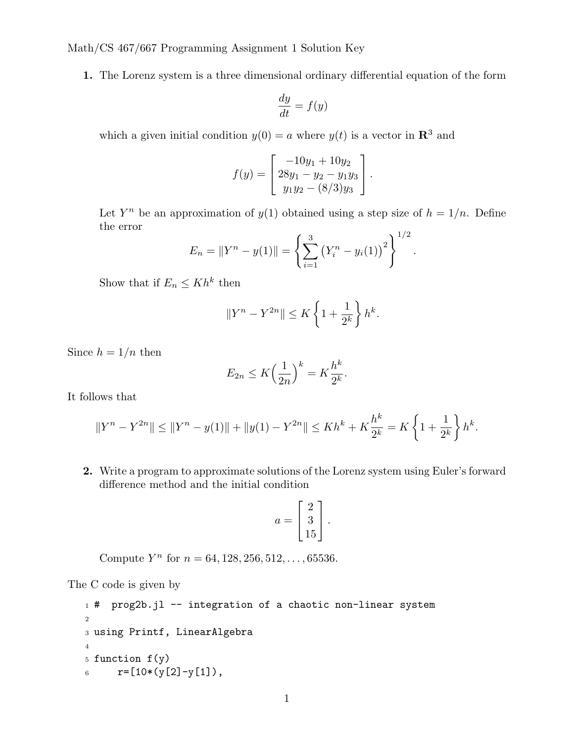Math/CS 467/667 Programming Assignment 1 Solution Key

**1.** The Lorenz system is a three dimensional ordinary differential equation of the form

$$\frac{dy}{dt} = f(y)$$

which a given initial condition $y(0) = a$ where $y(t)$ is a vector in $\mathbf{R}^3$ and

$$f(y) = \begin{bmatrix} -10y_1 + 10y_2 \\ 28y_1 - y_2 - y_1 y_3 \\ y_1 y_2 - (8/3)y_3 \end{bmatrix}.$$

Let $Y^n$ be an approximation of $y(1)$ obtained using a step size of $h = 1/n$. Define the error

$$E_n = \|Y^n - y(1)\| = \left\{ \sum_{i=1}^{3} \big(Y_i^n - y_i(1)\big)^2 \right\}^{1/2}.$$

Show that if $E_n \le Kh^k$ then

$$\|Y^n - Y^{2n}\| \le K\left\{1 + \frac{1}{2^k}\right\} h^k.$$

Since $h = 1/n$ then

$$E_{2n} \le K\Big(\frac{1}{2n}\Big)^k = K\frac{h^k}{2^k}.$$

It follows that

$$\|Y^n - Y^{2n}\| \le \|Y^n - y(1)\| + \|y(1) - Y^{2n}\| \le Kh^k + K\frac{h^k}{2^k} = K\left\{1 + \frac{1}{2^k}\right\} h^k.$$

**2.** Write a program to approximate solutions of the Lorenz system using Euler's forward difference method and the initial condition

$$a = \begin{bmatrix} 2 \\ 3 \\ 15 \end{bmatrix}.$$

Compute $Y^n$ for $n = 64, 128, 256, 512, \ldots, 65536$.

The C code is given by

```
#  prog2b.jl -- integration of a chaotic non-linear system

using Printf, LinearAlgebra

function f(y)
    r=[10*(y[2]-y[1]),
```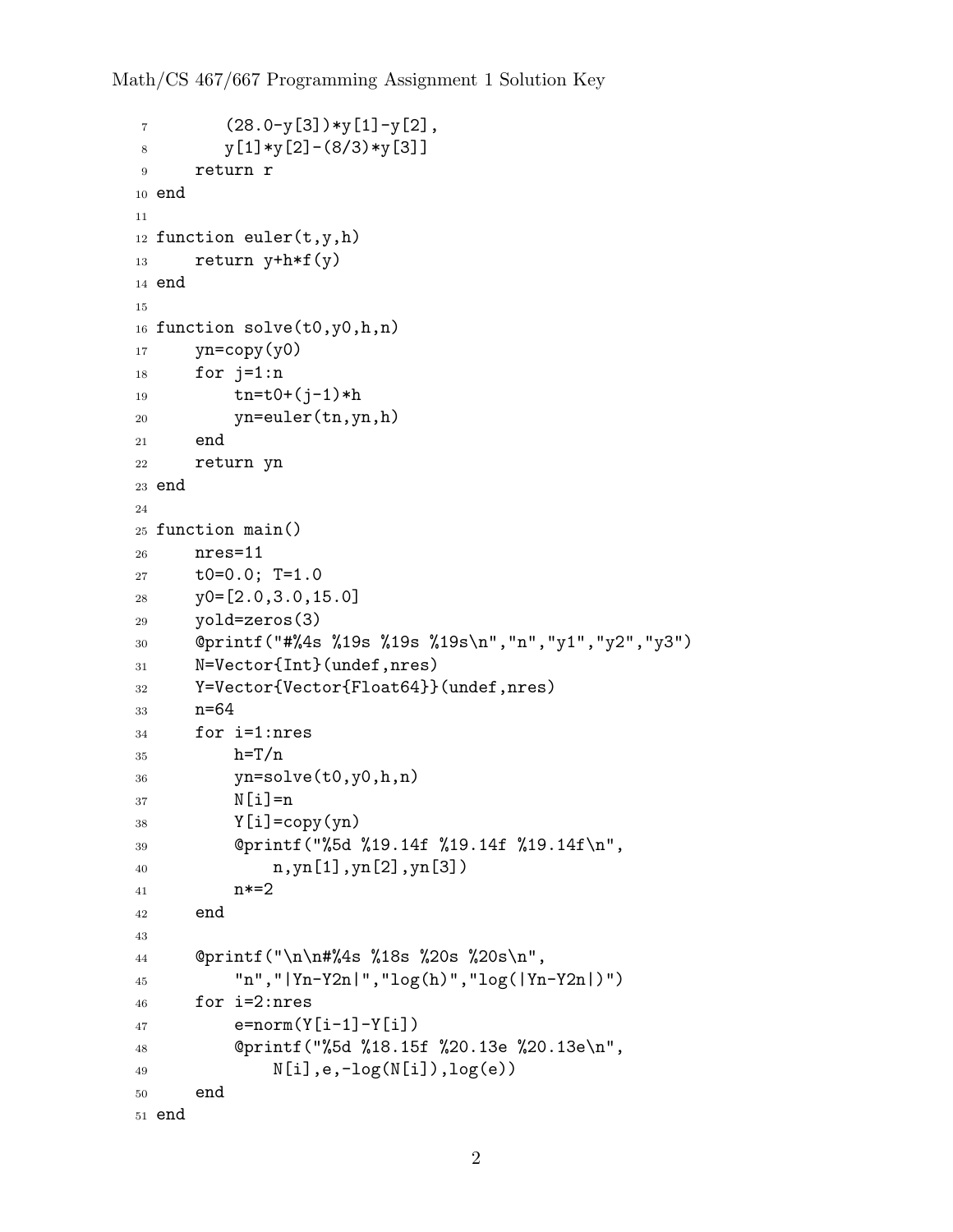```
 7         (28.0-y[3])*y[1]-y[2],
 8         y[1]*y[2]-(8/3)*y[3]]
 9     return r
10 end
11
12 function euler(t,y,h)
13     return y+h*f(y)
14 end
15
16 function solve(t0,y0,h,n)
17     yn=copy(y0)
18     for j=1:n
19         tn=t0+(j-1)*h
20         yn=euler(tn,yn,h)
21     end
22     return yn
23 end
24
25 function main()
26     nres=11
27     t0=0.0; T=1.0
28     y0=[2.0,3.0,15.0]
29     yold=zeros(3)
30     @printf("#%4s %19s %19s %19s\n","n","y1","y2","y3")
31     N=Vector{Int}(undef,nres)
32     Y=Vector{Vector{Float64}}(undef,nres)
33     n=64
34     for i=1:nres
35         h=T/n
36         yn=solve(t0,y0,h,n)
37         N[i]=n
38         Y[i]=copy(yn)
39         @printf("%5d %19.14f %19.14f %19.14f\n",
40             n,yn[1],yn[2],yn[3])
41         n*=2
42     end
43
44     @printf("\n\n#%4s %18s %20s %20s\n",
45         "n","|Yn-Y2n|","log(h)","log(|Yn-Y2n|)")
46     for i=2:nres
47         e=norm(Y[i-1]-Y[i])
48         @printf("%5d %18.15f %20.13e %20.13e\n",
49             N[i],e,-log(N[i]),log(e))
50     end
51 end
```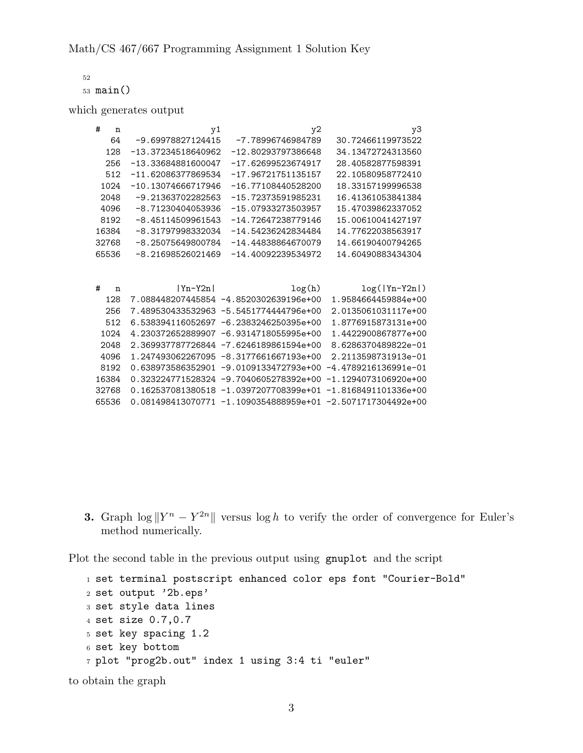```
52
53 main()
```

which generates output

```
#    n                y1                y2                y3
    64   -9.69978827124415  -7.78996746984789  30.72466119973522
   128  -13.37234518640962 -12.80293797386648  34.13472724313560
   256  -13.33684881600047 -17.62699523674917  28.40582877598391
   512  -11.62086377869534 -17.96721751135157  22.10580958772410
  1024  -10.13074666717946 -16.77108440528200  18.33157199996538
  2048   -9.21363702282563 -15.72373591985231  16.41361053841384
  4096   -8.71230404053936 -15.07933273503957  15.47039862337052
  8192   -8.45114509961543 -14.72647238779146  15.00610041427197
 16384   -8.31797998332034 -14.54236242834484  14.77622038563917
 32768   -8.25075649800784 -14.44838864670079  14.66190400794265
 65536   -8.21698526021469 -14.40092239534972  14.60490883434304


#    n          |Yn-Y2n|             log(h)        log(|Yn-Y2n|)
   128 7.088448207445854 -4.8520302639196e+00  1.9584664459884e+00
   256 7.489530433532963 -5.5451774444796e+00  2.0135061031117e+00
   512 6.538394116052697 -6.2383246250395e+00  1.8776915873131e+00
  1024 4.230372652889907 -6.9314718055995e+00  1.4422900867877e+00
  2048 2.369937787726844 -7.6246189861594e+00  8.6286370489822e-01
  4096 1.247493062267095 -8.3177661667193e+00  2.2113598731913e-01
  8192 0.638973586352901 -9.0109133472793e+00 -4.4789216136991e-01
 16384 0.323224771528324 -9.7040605278392e+00 -1.1294073106920e+00
 32768 0.162537081380518 -1.0397207708399e+01 -1.8168491101336e+00
 65536 0.081498413070771 -1.1090354888959e+01 -2.5071717304492e+00
```

**3.** Graph $\log \|Y^n - Y^{2n}\|$ versus $\log h$ to verify the order of convergence for Euler's method numerically.

Plot the second table in the previous output using `gnuplot` and the script

```
1 set terminal postscript enhanced color eps font "Courier-Bold"
2 set output '2b.eps'
3 set style data lines
4 set size 0.7,0.7
5 set key spacing 1.2
6 set key bottom
7 plot "prog2b.out" index 1 using 3:4 ti "euler"
```

to obtain the graph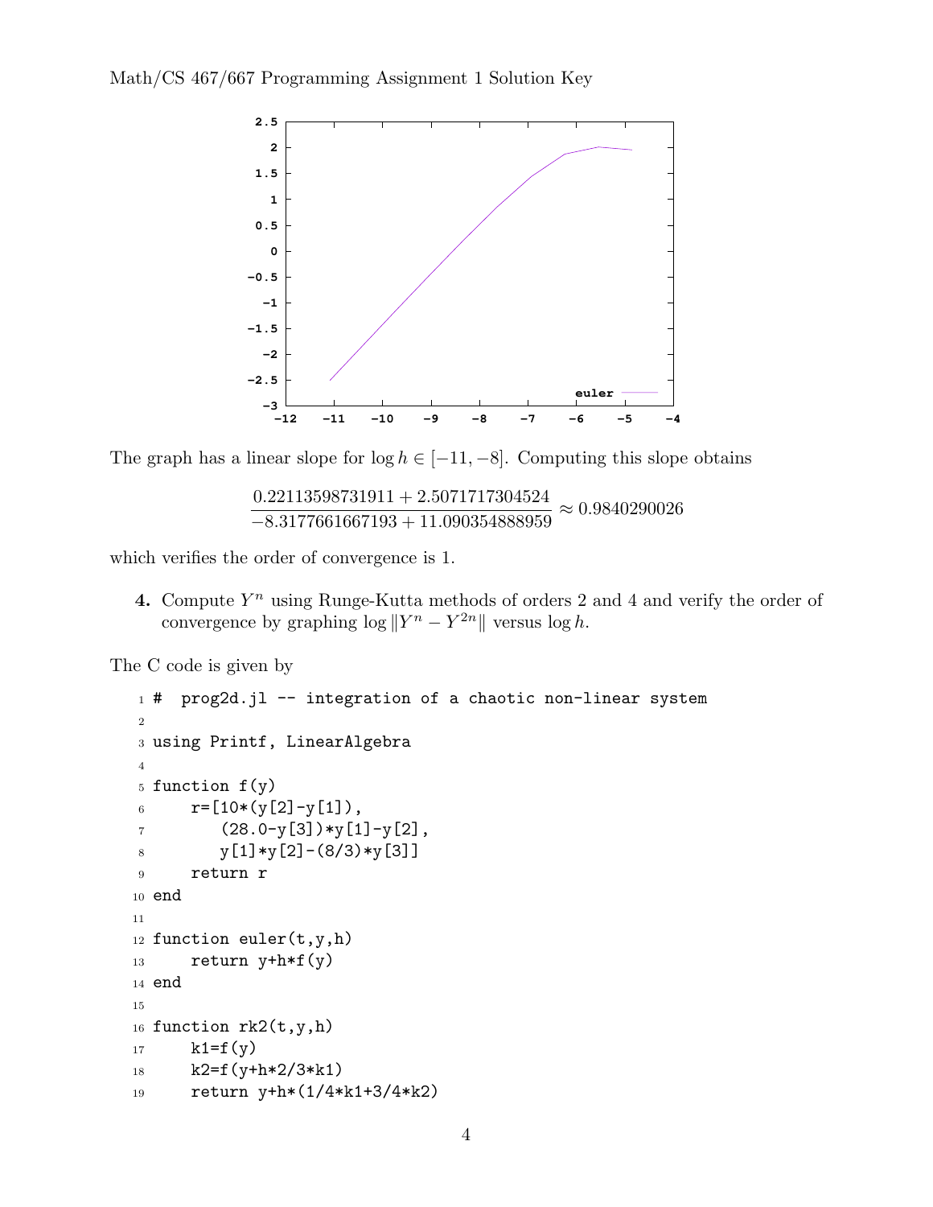The graph has a linear slope for $\log h \in [-11, -8]$. Computing this slope obtains

$$\frac{0.22113598731911 + 2.5071717304524}{-8.3177661667193 + 11.090354888959} \approx 0.9840290026$$

which verifies the order of convergence is 1.

**4.** Compute $Y^n$ using Runge-Kutta methods of orders 2 and 4 and verify the order of convergence by graphing $\log \|Y^n - Y^{2n}\|$ versus $\log h$.

The C code is given by

```
#  prog2d.jl -- integration of a chaotic non-linear system

using Printf, LinearAlgebra

function f(y)
    r=[10*(y[2]-y[1]),
       (28.0-y[3])*y[1]-y[2],
       y[1]*y[2]-(8/3)*y[3]]
    return r
end

function euler(t,y,h)
    return y+h*f(y)
end

function rk2(t,y,h)
    k1=f(y)
    k2=f(y+h*2/3*k1)
    return y+h*(1/4*k1+3/4*k2)
```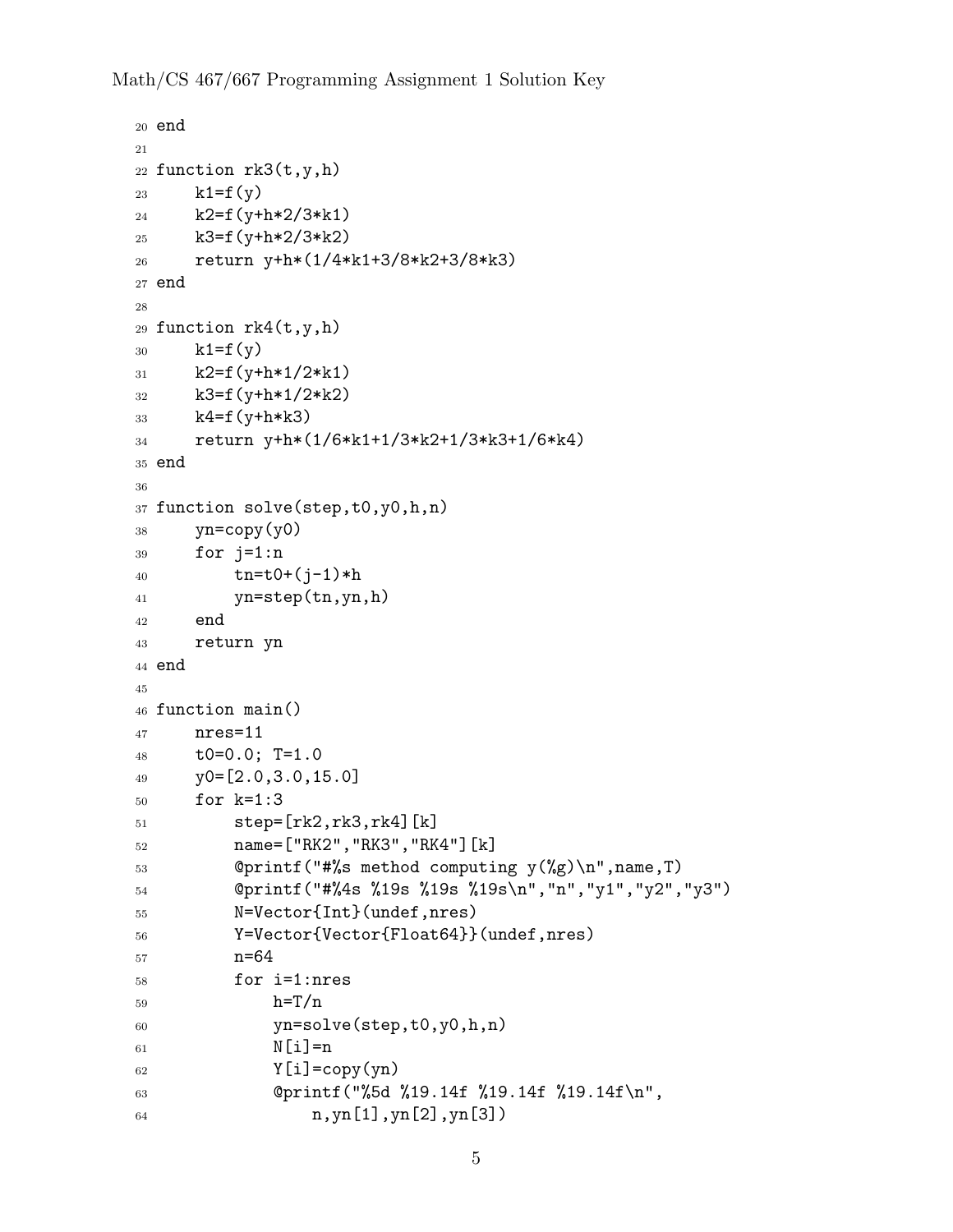```
20 end
21
22 function rk3(t,y,h)
23     k1=f(y)
24     k2=f(y+h*2/3*k1)
25     k3=f(y+h*2/3*k2)
26     return y+h*(1/4*k1+3/8*k2+3/8*k3)
27 end
28
29 function rk4(t,y,h)
30     k1=f(y)
31     k2=f(y+h*1/2*k1)
32     k3=f(y+h*1/2*k2)
33     k4=f(y+h*k3)
34     return y+h*(1/6*k1+1/3*k2+1/3*k3+1/6*k4)
35 end
36
37 function solve(step,t0,y0,h,n)
38     yn=copy(y0)
39     for j=1:n
40         tn=t0+(j-1)*h
41         yn=step(tn,yn,h)
42     end
43     return yn
44 end
45
46 function main()
47     nres=11
48     t0=0.0; T=1.0
49     y0=[2.0,3.0,15.0]
50     for k=1:3
51         step=[rk2,rk3,rk4][k]
52         name=["RK2","RK3","RK4"][k]
53         @printf("#%s method computing y(%g)\n",name,T)
54         @printf("#%4s %19s %19s %19s\n","n","y1","y2","y3")
55         N=Vector{Int}(undef,nres)
56         Y=Vector{Vector{Float64}}(undef,nres)
57         n=64
58         for i=1:nres
59             h=T/n
60             yn=solve(step,t0,y0,h,n)
61             N[i]=n
62             Y[i]=copy(yn)
63             @printf("%5d %19.14f %19.14f %19.14f\n",
64                 n,yn[1],yn[2],yn[3])
```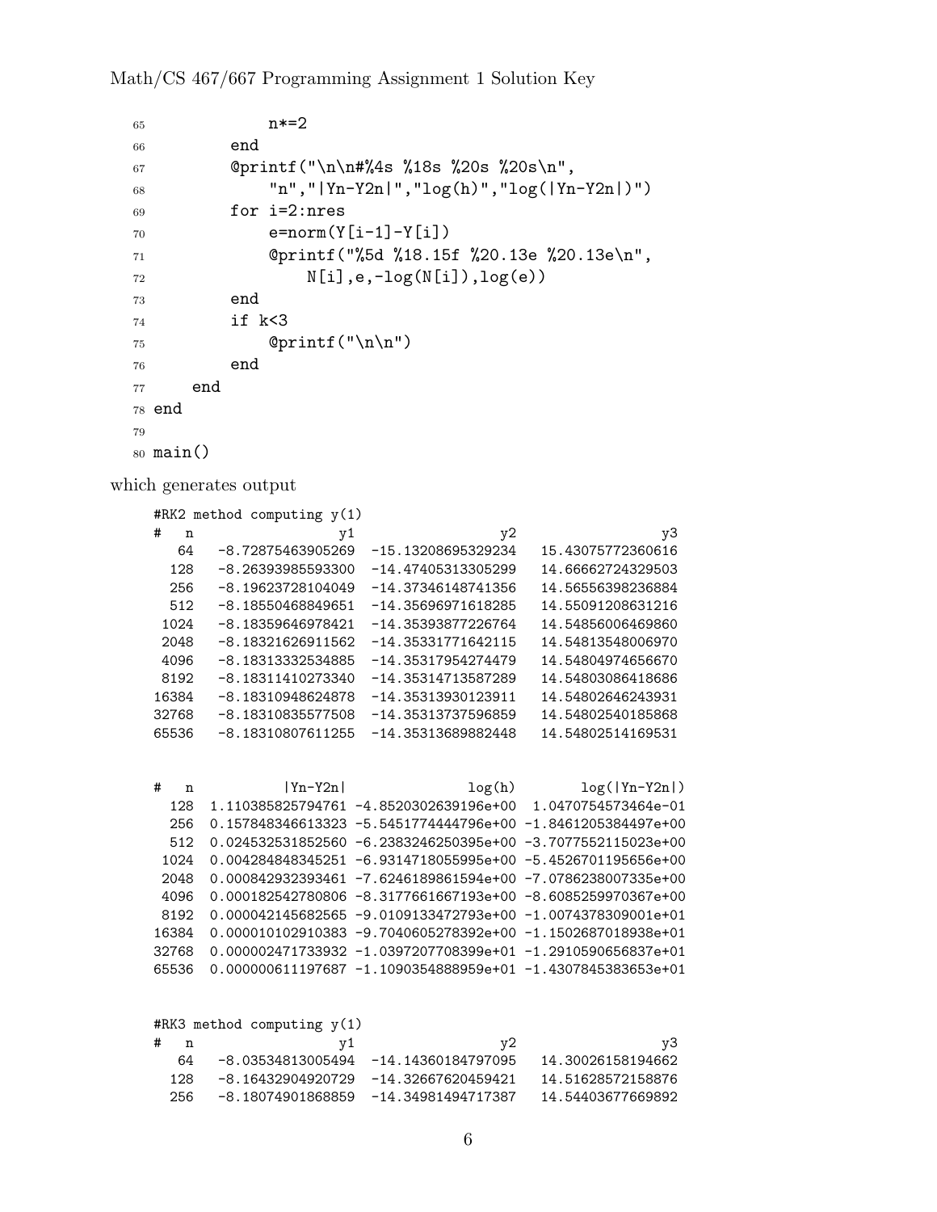```
65            n*=2
66        end
67        @printf("\n\n#%4s %18s %20s %20s\n",
68            "n","|Yn-Y2n|","log(h)","log(|Yn-Y2n|)")
69        for i=2:nres
70            e=norm(Y[i-1]-Y[i])
71            @printf("%5d %18.15f %20.13e %20.13e\n",
72                N[i],e,-log(N[i]),log(e))
73        end
74        if k<3
75            @printf("\n\n")
76        end
77    end
78 end
79
80 main()
```

which generates output

```
#RK2 method computing y(1)
#   n               y1                  y2                  y3
   64   -8.72875463905269  -15.13208695329234   15.43075772360616
  128   -8.26393985593300  -14.47405313305299   14.66662724329503
  256   -8.19623728104049  -14.37346148741356   14.56556398236884
  512   -8.18550468849651  -14.35696971618285   14.55091208631216
 1024   -8.18359646978421  -14.35393877226764   14.54856006469860
 2048   -8.18321626911562  -14.35331771642115   14.54813548006970
 4096   -8.18313332534885  -14.35317954274479   14.54804974656670
 8192   -8.18311410273340  -14.35314713587289   14.54803086418686
16384   -8.18310948624878  -14.35313930123911   14.54802646243931
32768   -8.18310835577508  -14.35313737596859   14.54802540185868
65536   -8.18310807611255  -14.35313689882448   14.54802514169531


#   n           |Yn-Y2n|               log(h)        log(|Yn-Y2n|)
  128  1.110385825794761 -4.8520302639196e+00  1.0470754573464e-01
  256  0.157848346613323 -5.5451774444796e+00 -1.8461205384497e+00
  512  0.024532531852560 -6.2383246250395e+00 -3.7077552115023e+00
 1024  0.004284848345251 -6.9314718055995e+00 -5.4526701195656e+00
 2048  0.000842932393461 -7.6246189861594e+00 -7.0786238007335e+00
 4096  0.000182542780806 -8.3177661667193e+00 -8.6085259970367e+00
 8192  0.000042145682565 -9.0109133472793e+00 -1.0074378309001e+01
16384  0.000010102910383 -9.7040605278392e+00 -1.1502687018938e+01
32768  0.000002471733932 -1.0397207708399e+01 -1.2910590656837e+01
65536  0.000000611197687 -1.1090354888959e+01 -1.4307845383653e+01


#RK3 method computing y(1)
#   n               y1                  y2                  y3
   64   -8.03534813005494  -14.14360184797095   14.30026158194662
  128   -8.16432904920729  -14.32667620459421   14.51628572158876
  256   -8.18074901868859  -14.34981494717387   14.54403677669892
```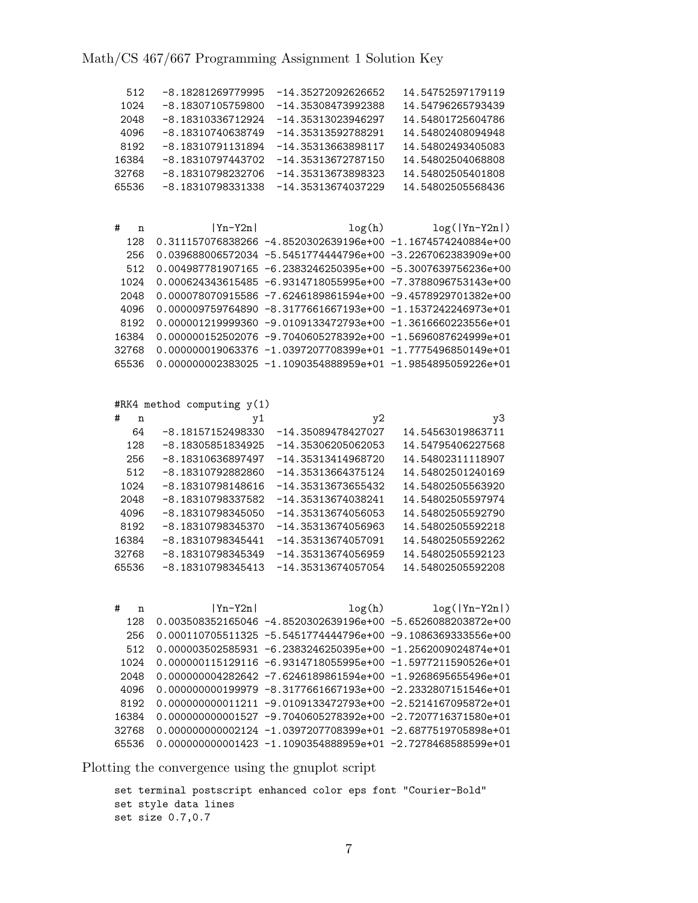```
  512   -8.18281269779995  -14.35272092626652   14.54752597179119
 1024   -8.18307105759800  -14.35308473992388   14.54796265793439
 2048   -8.18310336712924  -14.35313023946297   14.54801725604786
 4096   -8.18310740638749  -14.35313592788291   14.54802408094948
 8192   -8.18310791131894  -14.35313663898117   14.54802493405083
16384   -8.18310797443702  -14.35313672787150   14.54802504068808
32768   -8.18310798232706  -14.35313673898323   14.54802505401808
65536   -8.18310798331338  -14.35313674037229   14.54802505568436


#   n          |Yn-Y2n|               log(h)        log(|Yn-Y2n|)
  128  0.311157076838266 -4.8520302639196e+00 -1.1674574240884e+00
  256  0.039688006572034 -5.5451774444796e+00 -3.2267062383909e+00
  512  0.004987781907165 -6.2383246250395e+00 -5.3007639756236e+00
 1024  0.000624343615485 -6.9314718055995e+00 -7.3788096753143e+00
 2048  0.000078070915586 -7.6246189861594e+00 -9.4578929701382e+00
 4096  0.000009759764890 -8.3177661667193e+00 -1.1537242246973e+01
 8192  0.000001219999360 -9.0109133472793e+00 -1.3616660223556e+01
16384  0.000000152502076 -9.7040605278392e+00 -1.5696087624999e+01
32768  0.000000019063376 -1.0397207708399e+01 -1.7775496850149e+01
65536  0.000000002383025 -1.1090354888959e+01 -1.9854895059226e+01


#RK4 method computing y(1)
#   n                 y1                  y2                  y3
   64   -8.18157152498330  -14.35089478427027   14.54563019863711
  128   -8.18305851834925  -14.35306205062053   14.54795406227568
  256   -8.18310636897497  -14.35313414968720   14.54802311118907
  512   -8.18310792882860  -14.35313664375124   14.54802501240169
 1024   -8.18310798148616  -14.35313673655432   14.54802505563920
 2048   -8.18310798337582  -14.35313674038241   14.54802505597974
 4096   -8.18310798345050  -14.35313674056053   14.54802505592790
 8192   -8.18310798345370  -14.35313674056963   14.54802505592218
16384   -8.18310798345441  -14.35313674057091   14.54802505592262
32768   -8.18310798345349  -14.35313674056959   14.54802505592123
65536   -8.18310798345413  -14.35313674057054   14.54802505592208


#   n          |Yn-Y2n|               log(h)        log(|Yn-Y2n|)
  128  0.003508352165046 -4.8520302639196e+00 -5.6526088203872e+00
  256  0.000110705511325 -5.5451774444796e+00 -9.1086369333556e+00
  512  0.000003502585931 -6.2383246250395e+00 -1.2562009024874e+01
 1024  0.000000115129116 -6.9314718055995e+00 -1.5977211590526e+01
 2048  0.000000004282642 -7.6246189861594e+00 -1.9268695655496e+01
 4096  0.000000000199979 -8.3177661667193e+00 -2.2332807151546e+01
 8192  0.000000000011211 -9.0109133472793e+00 -2.5214167095872e+01
16384  0.000000000001527 -9.7040605278392e+00 -2.7207716371580e+01
32768  0.000000000002124 -1.0397207708399e+01 -2.6877519705898e+01
65536  0.000000000001423 -1.1090354888959e+01 -2.7278468588599e+01
```

Plotting the convergence using the gnuplot script

```
set terminal postscript enhanced color eps font "Courier-Bold"
set style data lines
set size 0.7,0.7
```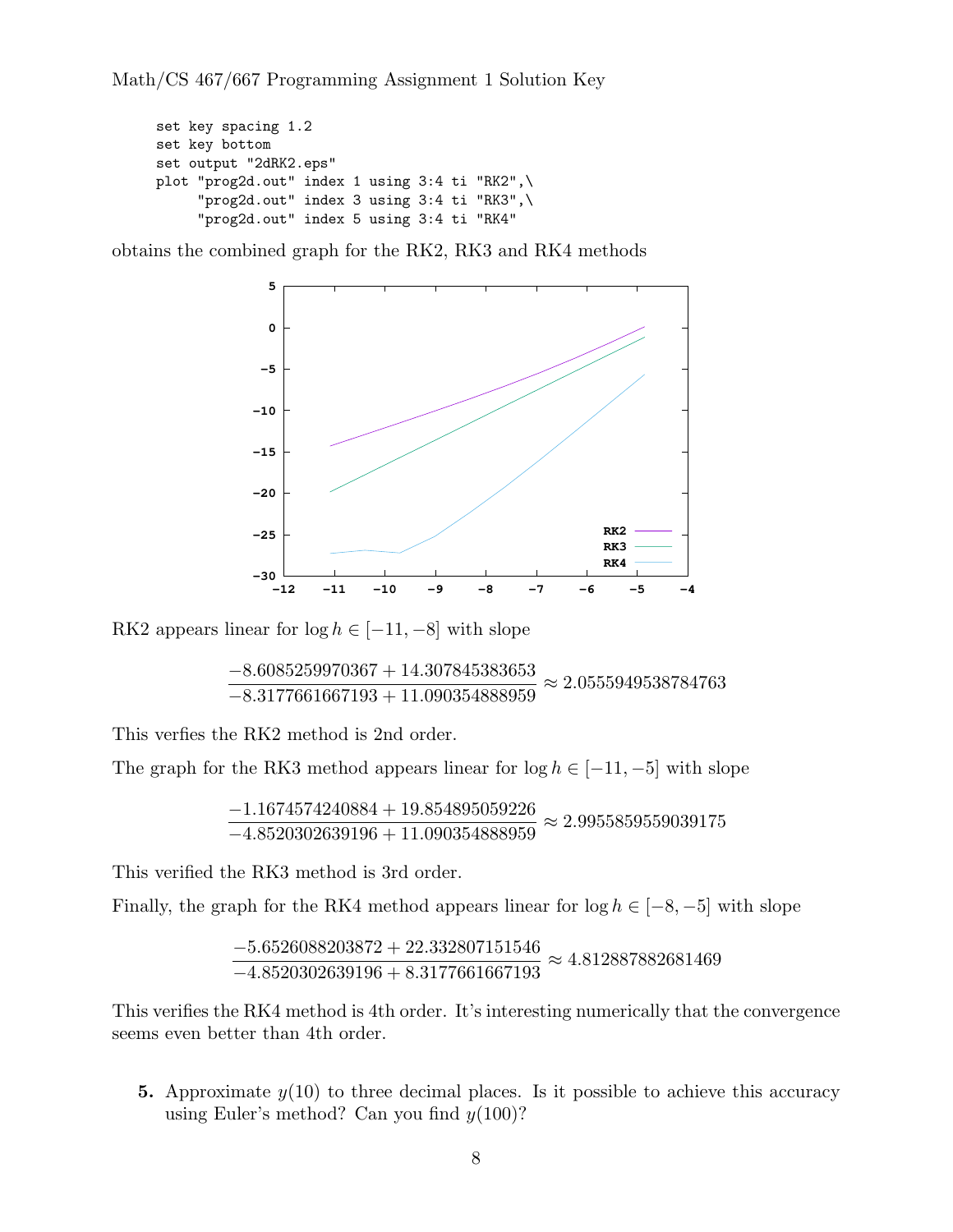```
set key spacing 1.2
set key bottom
set output "2dRK2.eps"
plot "prog2d.out" index 1 using 3:4 ti "RK2",\
     "prog2d.out" index 3 using 3:4 ti "RK3",\
     "prog2d.out" index 5 using 3:4 ti "RK4"
```

obtains the combined graph for the RK2, RK3 and RK4 methods

RK2 appears linear for $\log h \in [-11, -8]$ with slope

$$\frac{-8.6085259970367 + 14.307845383653}{-8.3177661667193 + 11.090354888959} \approx 2.0555949538784763$$

This verfies the RK2 method is 2nd order.

The graph for the RK3 method appears linear for $\log h \in [-11, -5]$ with slope

$$\frac{-1.1674574240884 + 19.854895059226}{-4.8520302639196 + 11.090354888959} \approx 2.9955859559039175$$

This verified the RK3 method is 3rd order.

Finally, the graph for the RK4 method appears linear for $\log h \in [-8, -5]$ with slope

$$\frac{-5.6526088203872 + 22.332807151546}{-4.8520302639196 + 8.3177661667193} \approx 4.812887882681469$$

This verifies the RK4 method is 4th order. It's interesting numerically that the convergence seems even better than 4th order.

**5.** Approximate $y(10)$ to three decimal places. Is it possible to achieve this accuracy using Euler's method? Can you find $y(100)$?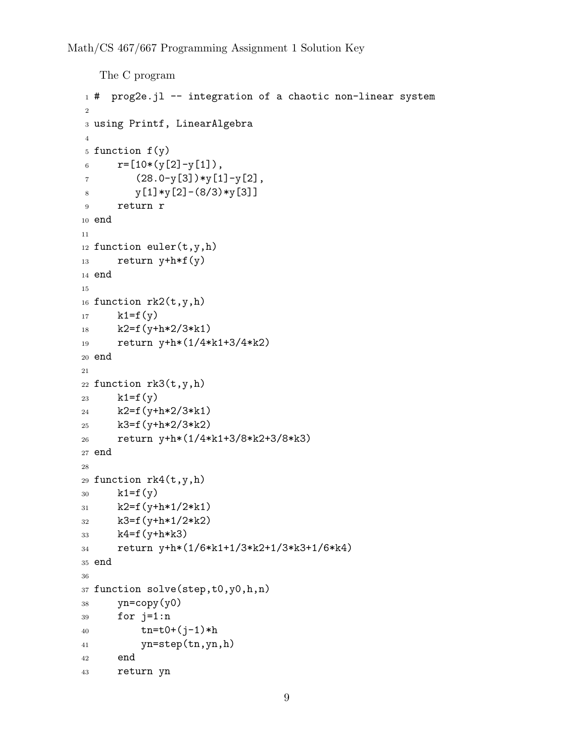The C program

```
#  prog2e.jl -- integration of a chaotic non-linear system

using Printf, LinearAlgebra

function f(y)
    r=[10*(y[2]-y[1]),
       (28.0-y[3])*y[1]-y[2],
       y[1]*y[2]-(8/3)*y[3]]
    return r
end

function euler(t,y,h)
    return y+h*f(y)
end

function rk2(t,y,h)
    k1=f(y)
    k2=f(y+h*2/3*k1)
    return y+h*(1/4*k1+3/4*k2)
end

function rk3(t,y,h)
    k1=f(y)
    k2=f(y+h*2/3*k1)
    k3=f(y+h*2/3*k2)
    return y+h*(1/4*k1+3/8*k2+3/8*k3)
end

function rk4(t,y,h)
    k1=f(y)
    k2=f(y+h*1/2*k1)
    k3=f(y+h*1/2*k2)
    k4=f(y+h*k3)
    return y+h*(1/6*k1+1/3*k2+1/3*k3+1/6*k4)
end

function solve(step,t0,y0,h,n)
    yn=copy(y0)
    for j=1:n
        tn=t0+(j-1)*h
        yn=step(tn,yn,h)
    end
    return yn
```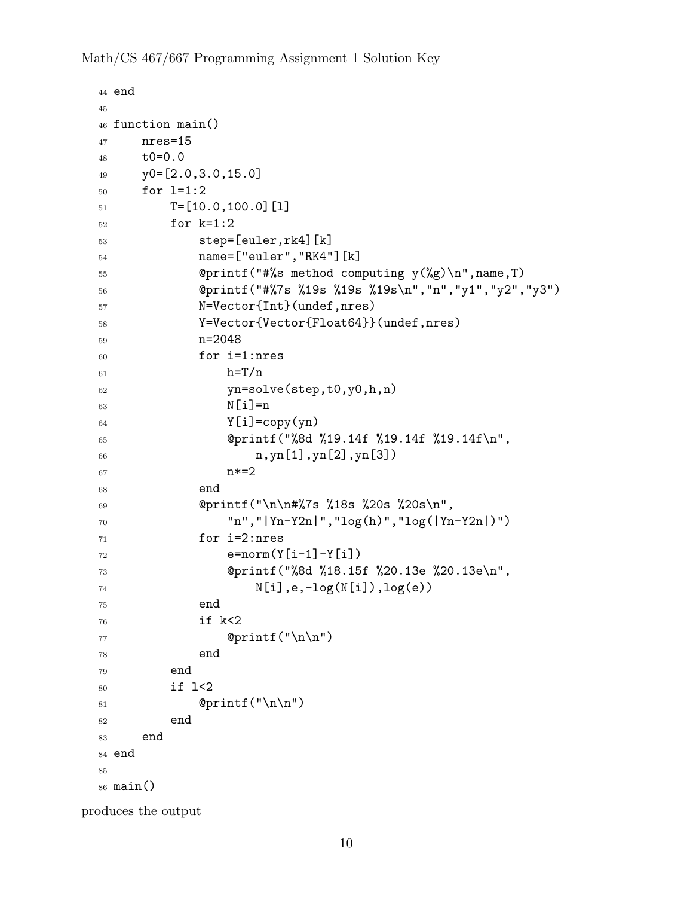```
44 end
45
46 function main()
47     nres=15
48     t0=0.0
49     y0=[2.0,3.0,15.0]
50     for l=1:2
51         T=[10.0,100.0][l]
52         for k=1:2
53             step=[euler,rk4][k]
54             name=["euler","RK4"][k]
55             @printf("#%s method computing y(%g)\n",name,T)
56             @printf("#%7s %19s %19s %19s\n","n","y1","y2","y3")
57             N=Vector{Int}(undef,nres)
58             Y=Vector{Vector{Float64}}(undef,nres)
59             n=2048
60             for i=1:nres
61                 h=T/n
62                 yn=solve(step,t0,y0,h,n)
63                 N[i]=n
64                 Y[i]=copy(yn)
65                 @printf("%8d %19.14f %19.14f %19.14f\n",
66                     n,yn[1],yn[2],yn[3])
67                 n*=2
68             end
69             @printf("\n\n#%7s %18s %20s %20s\n",
70                 "n","|Yn-Y2n|","log(h)","log(|Yn-Y2n|)")
71             for i=2:nres
72                 e=norm(Y[i-1]-Y[i])
73                 @printf("%8d %18.15f %20.13e %20.13e\n",
74                     N[i],e,-log(N[i]),log(e))
75             end
76             if k<2
77                 @printf("\n\n")
78             end
79         end
80         if l<2
81             @printf("\n\n")
82         end
83     end
84 end
85
86 main()
```

produces the output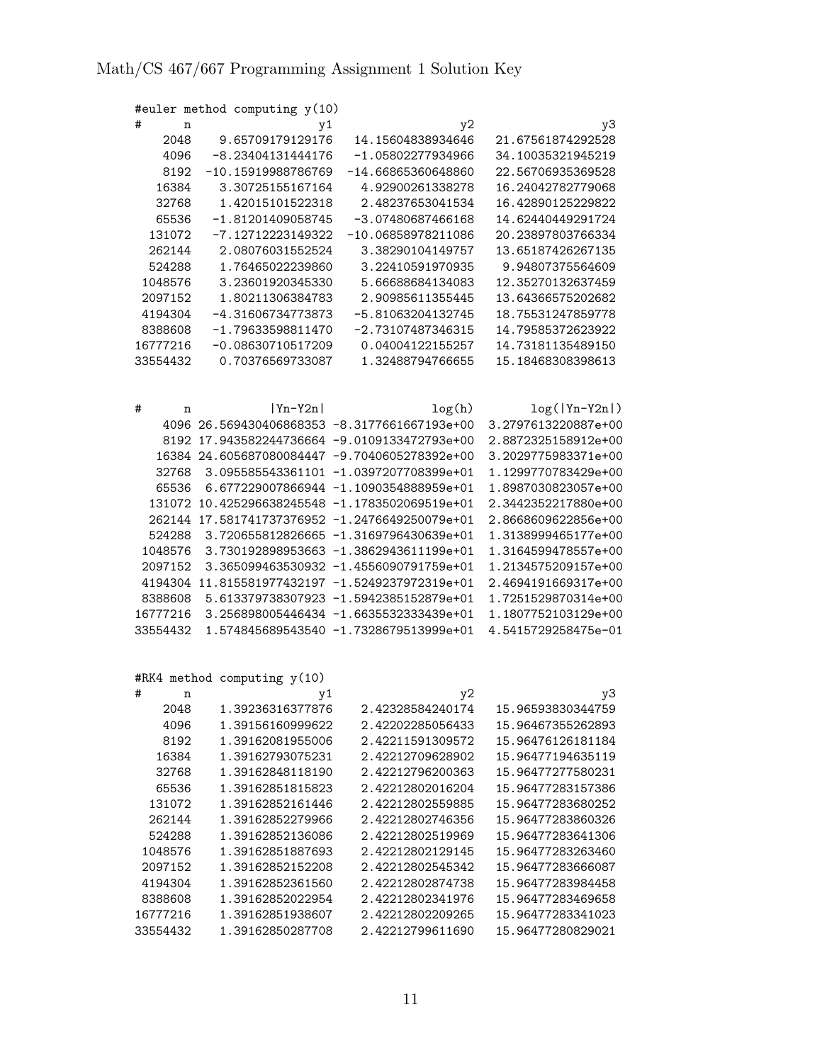```
#euler method computing y(10)
#        n                 y1                  y2                  y3
      2048     9.65709179129176   14.15604838934646   21.67561874292528
      4096    -8.23404131444176   -1.05802277934966   34.10035321945219
      8192   -10.15919988786769  -14.66865360648860   22.56706935369528
     16384     3.30725155167164    4.92900261338278   16.24042782779068
     32768     1.42015101522318    2.48237653041534   16.42890125229822
     65536    -1.81201409058745   -3.07480687466168   14.62440449291724
    131072    -7.12712223149322  -10.06858978211086   20.23897803766334
    262144     2.08076031552524    3.38290104149757   13.65187426267135
    524288     1.76465022239860    3.22410591970935    9.94807375564609
   1048576     3.23601920345330    5.66688684134083   12.35270132637459
   2097152     1.80211306384783    2.90985611355445   13.64366575202682
   4194304    -4.31606734773873   -5.81063204132745   18.75531247859778
   8388608    -1.79633598811470   -2.73107487346315   14.79585372623922
  16777216    -0.08630710517209    0.04004122155257   14.73181135489150
  33554432     0.70376569733087    1.32488794766655   15.18468308398613


#        n           |Yn-Y2n|              log(h)        log(|Yn-Y2n|)
      4096 26.569430406868353 -8.3177661667193e+00  3.2797613220887e+00
      8192 17.943582244736664 -9.0109133472793e+00  2.8872325158912e+00
     16384 24.605687080084447 -9.7040605278392e+00  3.2029775983371e+00
     32768  3.095585543361101 -1.0397207708399e+01  1.1299770783429e+00
     65536  6.677229007866944 -1.1090354888959e+01  1.8987030823057e+00
    131072 10.425296638245548 -1.1783502069519e+01  2.3442352217880e+00
    262144 17.581741737376952 -1.2476649250079e+01  2.8668609622856e+00
    524288  3.720655812826665 -1.3169796430639e+01  1.3138999465177e+00
   1048576  3.730192898953663 -1.3862943611199e+01  1.3164599478557e+00
   2097152  3.365099463530932 -1.4556090791759e+01  1.2134575209157e+00
   4194304 11.815581977432197 -1.5249237972319e+01  2.4694191669317e+00
   8388608  5.613379738307923 -1.5942385152879e+01  1.7251529870314e+00
  16777216  3.256898005446434 -1.6635532333439e+01  1.1807752103129e+00
  33554432  1.574845689543540 -1.7328679513999e+01  4.5415729258475e-01


#RK4 method computing y(10)
#        n                 y1                  y2                  y3
      2048     1.39236316377876    2.42328584240174   15.96593830344759
      4096     1.39156160999622    2.42202285056433   15.96467355262893
      8192     1.39162081955006    2.42211591309572   15.96476126181184
     16384     1.39162793075231    2.42212709628902   15.96477194635119
     32768     1.39162848118190    2.42212796200363   15.96477277580231
     65536     1.39162851815823    2.42212802016204   15.96477283157386
    131072     1.39162852161446    2.42212802559885   15.96477283680252
    262144     1.39162852279966    2.42212802746356   15.96477283860326
    524288     1.39162852136086    2.42212802519969   15.96477283641306
   1048576     1.39162851887693    2.42212802129145   15.96477283263460
   2097152     1.39162852152208    2.42212802545342   15.96477283666087
   4194304     1.39162852361560    2.42212802874738   15.96477283984458
   8388608     1.39162852022954    2.42212802341976   15.96477283469658
  16777216     1.39162851938607    2.42212802209265   15.96477283341023
  33554432     1.39162850287708    2.42212799611690   15.96477280829021
```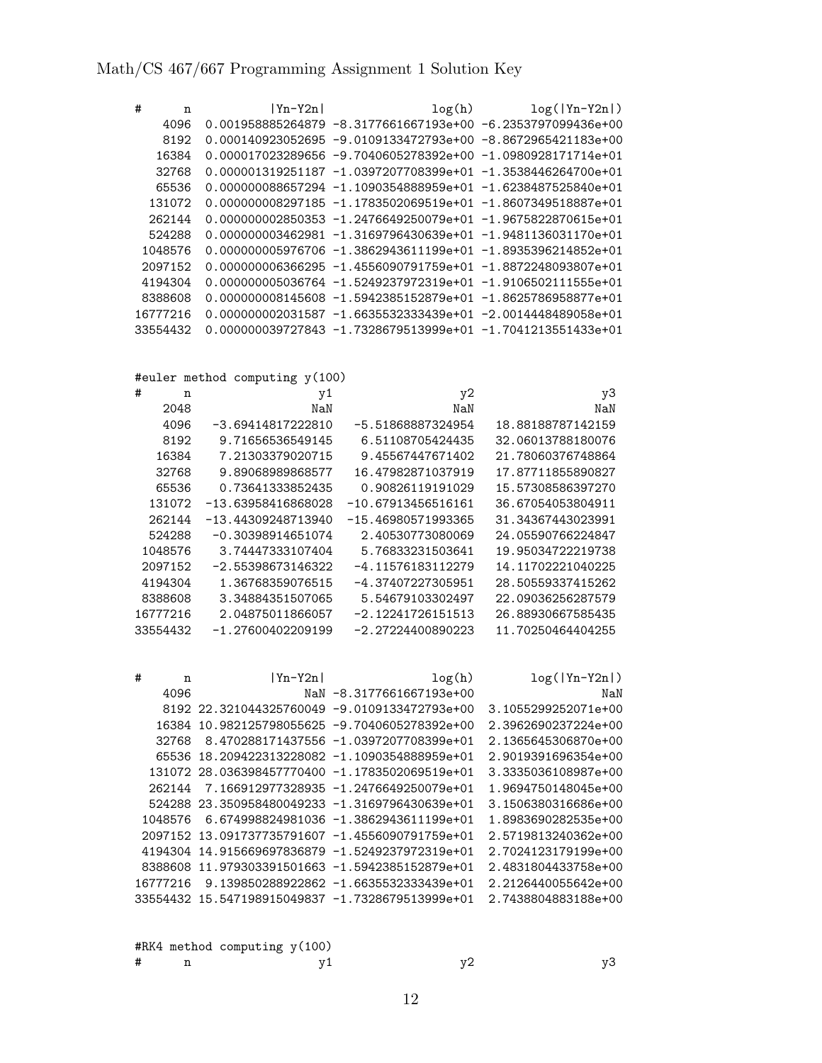| # n | \|Yn-Y2n\| | log(h) | log(\|Yn-Y2n\|) |
|---|---|---|---|
| 4096 | 0.001958885264879 | -8.3177661667193e+00 | -6.2353797099436e+00 |
| 8192 | 0.000140923052695 | -9.0109133472793e+00 | -8.8672965421183e+00 |
| 16384 | 0.000017023289656 | -9.7040605278392e+00 | -1.0980928171714e+01 |
| 32768 | 0.000001319251187 | -1.0397207708399e+01 | -1.3538446264700e+01 |
| 65536 | 0.000000088657294 | -1.1090354888959e+01 | -1.6238487525840e+01 |
| 131072 | 0.000000008297185 | -1.1783502069519e+01 | -1.8607349518887e+01 |
| 262144 | 0.000000002850353 | -1.2476649250079e+01 | -1.9675822870615e+01 |
| 524288 | 0.000000003462981 | -1.3169796430639e+01 | -1.9481136031170e+01 |
| 1048576 | 0.000000005976706 | -1.3862943611199e+01 | -1.8935396214852e+01 |
| 2097152 | 0.000000006366295 | -1.4556090791759e+01 | -1.8872248093807e+01 |
| 4194304 | 0.000000005036764 | -1.5249237972319e+01 | -1.9106502111555e+01 |
| 8388608 | 0.000000008145608 | -1.5942385152879e+01 | -1.8625786958877e+01 |
| 16777216 | 0.000000002031587 | -1.6635532333439e+01 | -2.0014448489058e+01 |
| 33554432 | 0.000000039727843 | -1.7328679513999e+01 | -1.7041213551433e+01 |

#euler method computing y(100)

| # n | y1 | y2 | y3 |
|---|---|---|---|
| 2048 | NaN | NaN | NaN |
| 4096 | -3.69414817222810 | -5.51868887324954 | 18.88188787142159 |
| 8192 | 9.71656536549145 | 6.51108705424435 | 32.06013788180076 |
| 16384 | 7.21303379020715 | 9.45567447671402 | 21.78060376748864 |
| 32768 | 9.89068989868577 | 16.47982871037919 | 17.87711855890827 |
| 65536 | 0.73641333852435 | 0.90826119191029 | 15.57308586397270 |
| 131072 | -13.63958416868028 | -10.67913456516161 | 36.67054053804911 |
| 262144 | -13.44309248713940 | -15.46980571993365 | 31.34367443023991 |
| 524288 | -0.30398914651074 | 2.40530773080069 | 24.05590766224847 |
| 1048576 | 3.74447333107404 | 5.76833231503641 | 19.95034722219738 |
| 2097152 | -2.55398673146322 | -4.11576183112279 | 14.11702221040225 |
| 4194304 | 1.36768359076515 | -4.37407227305951 | 28.50559337415262 |
| 8388608 | 3.34884351507065 | 5.54679103302497 | 22.09036256287579 |
| 16777216 | 2.04875011866057 | -2.12241726151513 | 26.88930667585435 |
| 33554432 | -1.27600402209199 | -2.27224400890223 | 11.70250464404255 |

| # n | \|Yn-Y2n\| | log(h) | log(\|Yn-Y2n\|) |
|---|---|---|---|
| 4096 | NaN | -8.3177661667193e+00 | NaN |
| 8192 | 22.321044325760049 | -9.0109133472793e+00 | 3.1055299252071e+00 |
| 16384 | 10.982125798055625 | -9.7040605278392e+00 | 2.3962690237224e+00 |
| 32768 | 8.470288171437556 | -1.0397207708399e+01 | 2.1365645306870e+00 |
| 65536 | 18.209422313228082 | -1.1090354888959e+01 | 2.9019391696354e+00 |
| 131072 | 28.036398457770400 | -1.1783502069519e+01 | 3.3335036108987e+00 |
| 262144 | 7.166912977328935 | -1.2476649250079e+01 | 1.9694750148045e+00 |
| 524288 | 23.350958480049233 | -1.3169796430639e+01 | 3.1506380316686e+00 |
| 1048576 | 6.674998824981036 | -1.3862943611199e+01 | 1.8983690282535e+00 |
| 2097152 | 13.091737735791607 | -1.4556090791759e+01 | 2.5719813240362e+00 |
| 4194304 | 14.915669697836879 | -1.5249237972319e+01 | 2.7024123179199e+00 |
| 8388608 | 11.979303391501663 | -1.5942385152879e+01 | 2.4831804433758e+00 |
| 16777216 | 9.139850288922862 | -1.6635532333439e+01 | 2.2126440055642e+00 |
| 33554432 | 15.547198915049837 | -1.7328679513999e+01 | 2.7438804883188e+00 |

#RK4 method computing y(100)

| # n | y1 | y2 | y3 |
|---|---|---|---|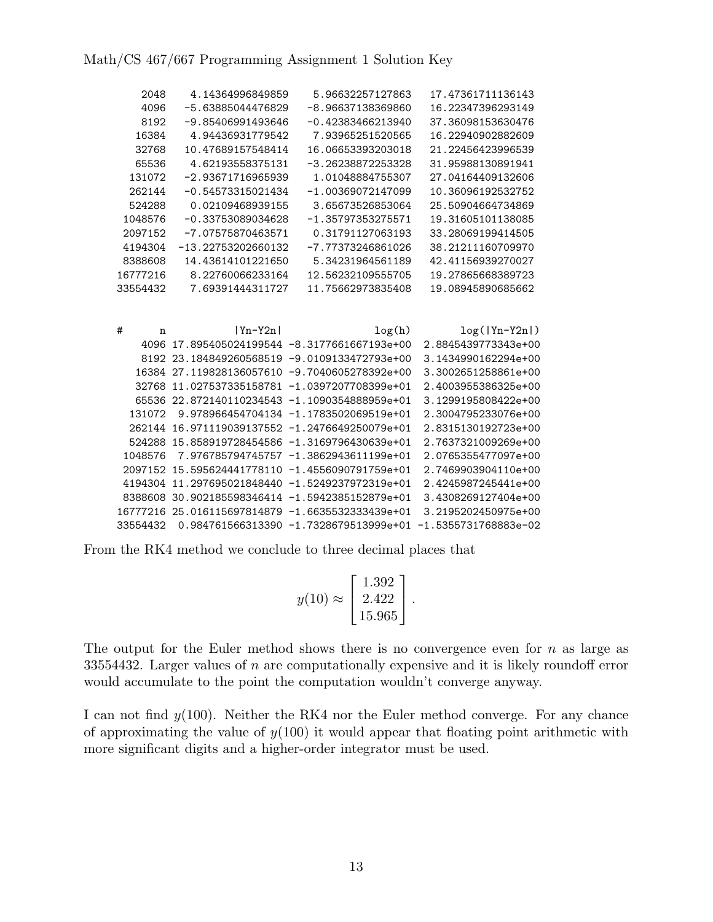```
      2048     4.14364996849859     5.96632257127863    17.47361711136143
      4096    -5.63885044476829    -8.96637138369860    16.22347396293149
      8192    -9.85406991493646    -0.42383466213940    37.36098153630476
     16384     4.94436931779542     7.93965251520565    16.22940902882609
     32768    10.47689157548414    16.06653393203018    21.22456423996539
     65536     4.62193558375131    -3.26238872253328    31.95988130891941
    131072    -2.93671716965939     1.01048884755307    27.04164409132606
    262144    -0.54573315021434    -1.00369072147099    10.36096192532752
    524288     0.02109468939155     3.65673526853064    25.50904664734869
   1048576    -0.33753089034628    -1.35797353275571    19.31605101138085
   2097152    -7.07575870463571     0.31791127063193    33.28069199414505
   4194304   -13.22753202660132    -7.77373246861026    38.21211160709970
   8388608    14.43614101221650     5.34231964561189    42.41156939270027
  16777216     8.22760066233164    12.56232109555705    19.27865668389723
  33554432     7.69391444311727    11.75662973835408    19.08945890685662
```

```
#        n           |Yn-Y2n|               log(h)        log(|Yn-Y2n|)
      4096 17.895405024199544 -8.3177661667193e+00  2.8845439773343e+00
      8192 23.184849260568519 -9.0109133472793e+00  3.1434990162294e+00
     16384 27.119828136057610 -9.7040605278392e+00  3.3002651258861e+00
     32768 11.027537335158781 -1.0397207708399e+01  2.4003955386325e+00
     65536 22.872140110234543 -1.1090354888959e+01  3.1299195808422e+00
    131072  9.978966454704134 -1.1783502069519e+01  2.3004795233076e+00
    262144 16.971119039137552 -1.2476649250079e+01  2.8315130192723e+00
    524288 15.858919728454586 -1.3169796430639e+01  2.7637321009269e+00
   1048576  7.976785794745757 -1.3862943611199e+01  2.0765355477097e+00
   2097152 15.595624441778110 -1.4556090791759e+01  2.7469903904110e+00
   4194304 11.297695021848440 -1.5249237972319e+01  2.4245987245441e+00
   8388608 30.902185598346414 -1.5942385152879e+01  3.4308269127404e+00
  16777216 25.016115697814879 -1.6635532333439e+01  3.2195202450975e+00
  33554432  0.984761566313390 -1.7328679513999e+01 -1.5355731768883e-02
```

From the RK4 method we conclude to three decimal places that

$$y(10) \approx \begin{bmatrix} 1.392 \\ 2.422 \\ 15.965 \end{bmatrix}.$$

The output for the Euler method shows there is no convergence even for $n$ as large as 33554432. Larger values of $n$ are computationally expensive and it is likely roundoff error would accumulate to the point the computation wouldn't converge anyway.

I can not find $y(100)$. Neither the RK4 nor the Euler method converge. For any chance of approximating the value of $y(100)$ it would appear that floating point arithmetic with more significant digits and a higher-order integrator must be used.